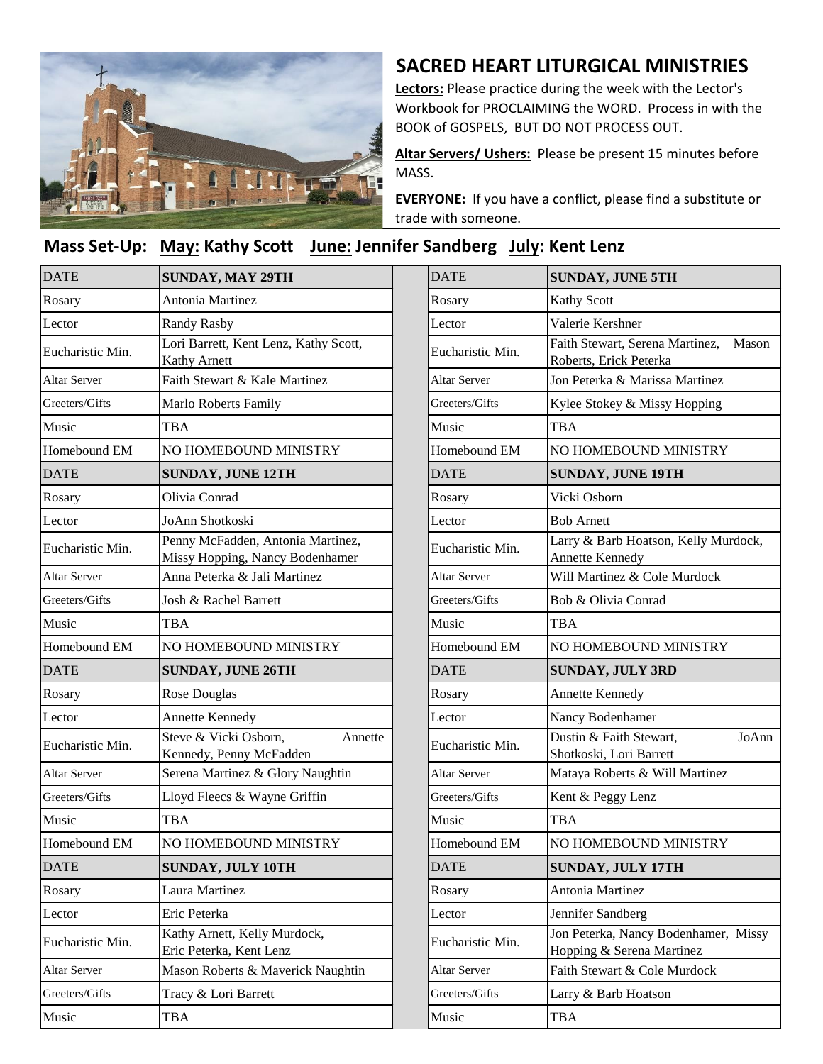# SACRED HEART LITURGICAL MINISTRIES

**Lectors:** Please practice during the week with the Lector's Workbook for PROCLAIMING the WORD. Process in with the BOOK of GOSPELS, BUT DO NOT PROCESS OUT.

**Altar Servers/ Ushers:** Please be present 15 minutes before MASS.

**EVERYONE:** If you have a conflict, please find a substitute or trade with someone.

## Mass Set-Up: May: Kathy Scott June: Jennifer Sandberg July: Kent Lenz

| DATE | SUNDAY, MAY 29TH |
|---|---|
| Rosary | Antonia Martinez |
| Lector | Randy Rasby |
| Eucharistic Min. | Lori Barrett, Kent Lenz, Kathy Scott, Kathy Arnett |
| Altar Server | Faith Stewart & Kale Martinez |
| Greeters/Gifts | Marlo Roberts Family |
| Music | TBA |
| Homebound EM | NO HOMEBOUND MINISTRY |
| **DATE** | **SUNDAY, JUNE 12TH** |
| Rosary | Olivia Conrad |
| Lector | JoAnn Shotkoski |
| Eucharistic Min. | Penny McFadden, Antonia Martinez, Missy Hopping, Nancy Bodenhamer |
| Altar Server | Anna Peterka & Jali Martinez |
| Greeters/Gifts | Josh & Rachel Barrett |
| Music | TBA |
| Homebound EM | NO HOMEBOUND MINISTRY |
| **DATE** | **SUNDAY, JUNE 26TH** |
| Rosary | Rose Douglas |
| Lector | Annette Kennedy |
| Eucharistic Min. | Steve & Vicki Osborn, Annette Kennedy, Penny McFadden |
| Altar Server | Serena Martinez & Glory Naughtin |
| Greeters/Gifts | Lloyd Fleecs & Wayne Griffin |
| Music | TBA |
| Homebound EM | NO HOMEBOUND MINISTRY |
| **DATE** | **SUNDAY, JULY 10TH** |
| Rosary | Laura Martinez |
| Lector | Eric Peterka |
| Eucharistic Min. | Kathy Arnett, Kelly Murdock, Eric Peterka, Kent Lenz |
| Altar Server | Mason Roberts & Maverick Naughtin |
| Greeters/Gifts | Tracy & Lori Barrett |
| Music | TBA |

| DATE | SUNDAY, JUNE 5TH |
|---|---|
| Rosary | Kathy Scott |
| Lector | Valerie Kershner |
| Eucharistic Min. | Faith Stewart, Serena Martinez, Mason Roberts, Erick Peterka |
| Altar Server | Jon Peterka & Marissa Martinez |
| Greeters/Gifts | Kylee Stokey & Missy Hopping |
| Music | TBA |
| Homebound EM | NO HOMEBOUND MINISTRY |
| **DATE** | **SUNDAY, JUNE 19TH** |
| Rosary | Vicki Osborn |
| Lector | Bob Arnett |
| Eucharistic Min. | Larry & Barb Hoatson, Kelly Murdock, Annette Kennedy |
| Altar Server | Will Martinez & Cole Murdock |
| Greeters/Gifts | Bob & Olivia Conrad |
| Music | TBA |
| Homebound EM | NO HOMEBOUND MINISTRY |
| **DATE** | **SUNDAY, JULY 3RD** |
| Rosary | Annette Kennedy |
| Lector | Nancy Bodenhamer |
| Eucharistic Min. | Dustin & Faith Stewart, JoAnn Shotkoski, Lori Barrett |
| Altar Server | Mataya Roberts & Will Martinez |
| Greeters/Gifts | Kent & Peggy Lenz |
| Music | TBA |
| Homebound EM | NO HOMEBOUND MINISTRY |
| **DATE** | **SUNDAY, JULY 17TH** |
| Rosary | Antonia Martinez |
| Lector | Jennifer Sandberg |
| Eucharistic Min. | Jon Peterka, Nancy Bodenhamer, Missy Hopping & Serena Martinez |
| Altar Server | Faith Stewart & Cole Murdock |
| Greeters/Gifts | Larry & Barb Hoatson |
| Music | TBA |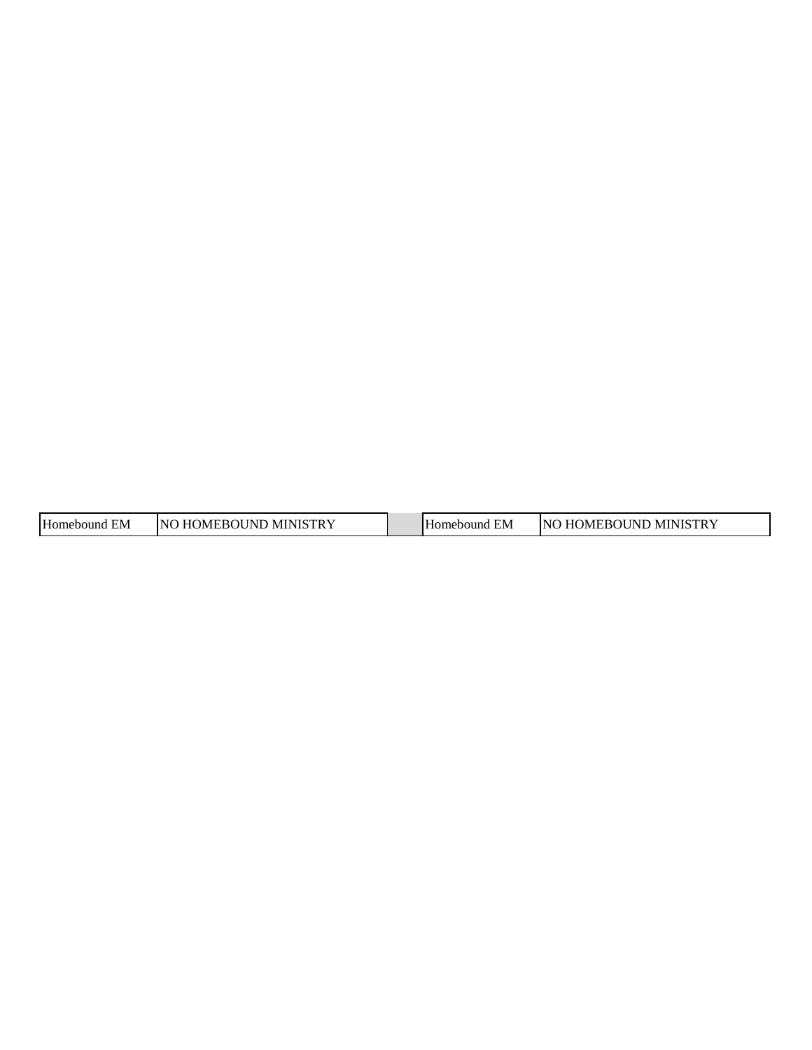| | | | | |
|---|---|---|---|---|
| Homebound EM | NO HOMEBOUND MINISTRY | | Homebound EM | NO HOMEBOUND MINISTRY |